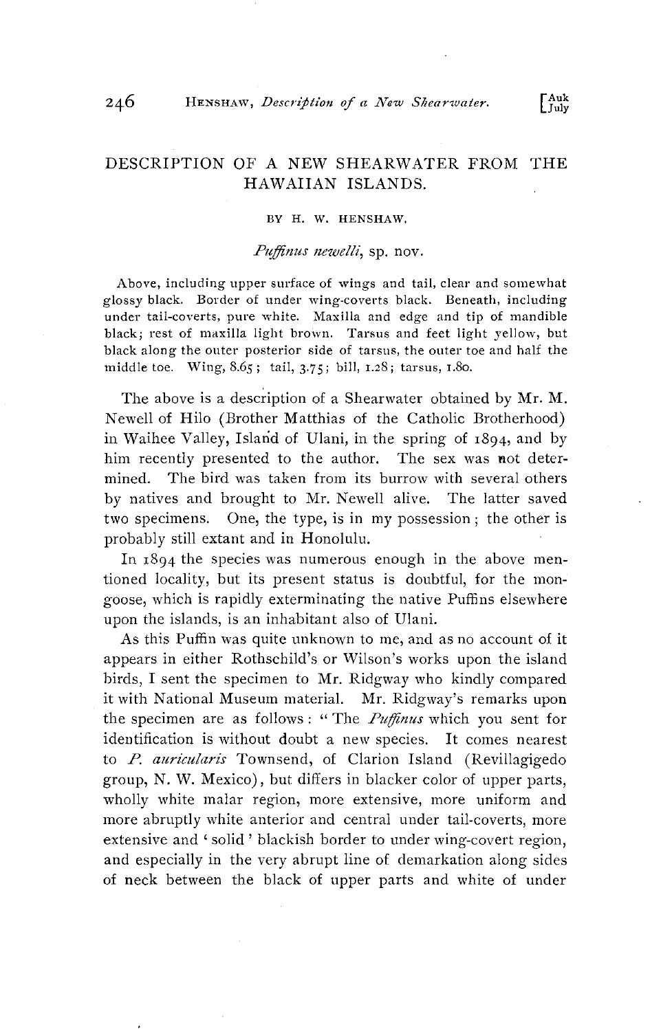# DESCRIPTION OF A NEW SHEARWATER FROM THE HAWAIIAN ISLANDS.

BY H. W. HENSHAW.

*Puffinus newelli*, sp. nov.

Above, including upper surface of wings and tail, clear and somewhat glossy black. Border of under wing-coverts black. Beneath, including under tail-coverts, pure white. Maxilla and edge and tip of mandible black; rest of maxilla light brown. Tarsus and feet light yellow, but black along the outer posterior side of tarsus, the outer toe and half the middle toe. Wing, 8.65; tail, 3.75; bill, 1.28; tarsus, 1.80.

The above is a description of a Shearwater obtained by Mr. M. Newell of Hilo (Brother Matthias of the Catholic Brotherhood) in Waihee Valley, Island of Ulani, in the spring of 1894, and by him recently presented to the author. The sex was not determined. The bird was taken from its burrow with several others by natives and brought to Mr. Newell alive. The latter saved two specimens. One, the type, is in my possession; the other is probably still extant and in Honolulu.

In 1894 the species was numerous enough in the above mentioned locality, but its present status is doubtful, for the mongoose, which is rapidly exterminating the native Puffins elsewhere upon the islands, is an inhabitant also of Ulani.

As this Puffin was quite unknown to me, and as no account of it appears in either Rothschild's or Wilson's works upon the island birds, I sent the specimen to Mr. Ridgway who kindly compared it with National Museum material. Mr. Ridgway's remarks upon the specimen are as follows: "The *Puffinus* which you sent for identification is without doubt a new species. It comes nearest to *P. auricularis* Townsend, of Clarion Island (Revillagigedo group, N. W. Mexico), but differs in blacker color of upper parts, wholly white malar region, more extensive, more uniform and more abruptly white anterior and central under tail-coverts, more extensive and 'solid' blackish border to under wing-covert region, and especially in the very abrupt line of demarkation along sides of neck between the black of upper parts and white of under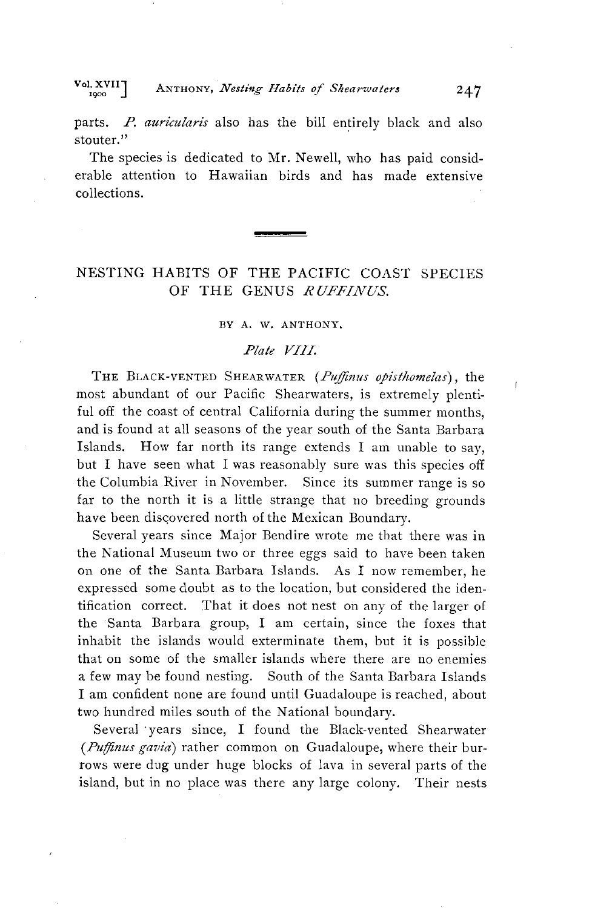parts. *P. auricularis* also has the bill entirely black and also stouter."

The species is dedicated to Mr. Newell, who has paid considerable attention to Hawaiian birds and has made extensive collections.

---

## NESTING HABITS OF THE PACIFIC COAST SPECIES OF THE GENUS *RUFFINUS*.

BY A. W. ANTHONY.

*Plate VIII.*

THE BLACK-VENTED SHEARWATER (*Puffinus opisthomelas*), the most abundant of our Pacific Shearwaters, is extremely plentiful off the coast of central California during the summer months, and is found at all seasons of the year south of the Santa Barbara Islands. How far north its range extends I am unable to say, but I have seen what I was reasonably sure was this species off the Columbia River in November. Since its summer range is so far to the north it is a little strange that no breeding grounds have been discovered north of the Mexican Boundary.

Several years since Major Bendire wrote me that there was in the National Museum two or three eggs said to have been taken on one of the Santa Barbara Islands. As I now remember, he expressed some doubt as to the location, but considered the identification correct. That it does not nest on any of the larger of the Santa Barbara group, I am certain, since the foxes that inhabit the islands would exterminate them, but it is possible that on some of the smaller islands where there are no enemies a few may be found nesting. South of the Santa Barbara Islands I am confident none are found until Guadaloupe is reached, about two hundred miles south of the National boundary.

Several years since, I found the Black-vented Shearwater (*Puffinus gavia*) rather common on Guadaloupe, where their burrows were dug under huge blocks of lava in several parts of the island, but in no place was there any large colony. Their nests